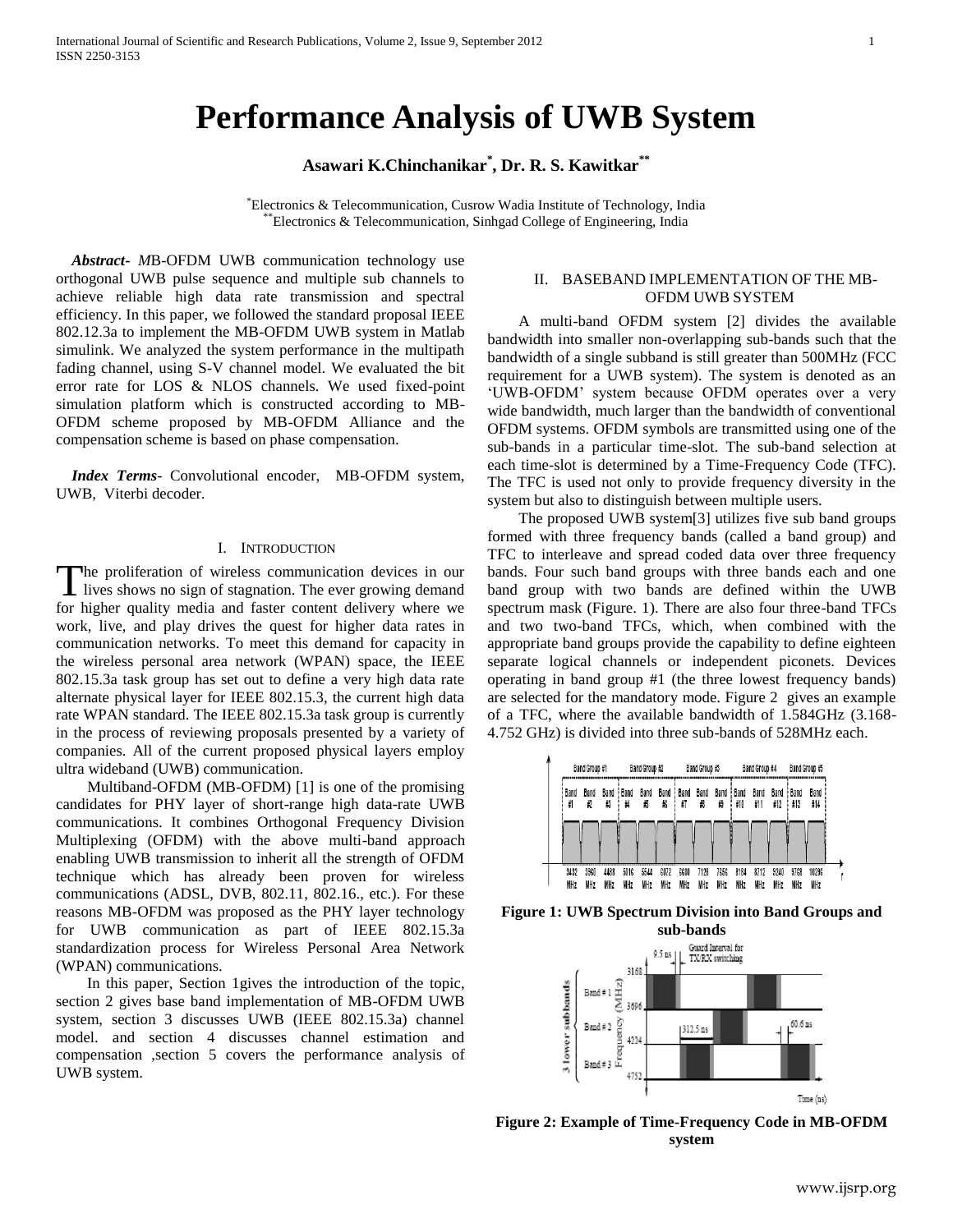# Performance Analysis of UWB System

**Asawari K.Chinchanikar[*], Dr. R. S. Kawitkar[**]**

[*]Electronics & Telecommunication, Cusrow Wadia Institute of Technology, India
[**]Electronics & Telecommunication, Sinhgad College of Engineering, India

***Abstract***- *M*B-OFDM UWB communication technology use orthogonal UWB pulse sequence and multiple sub channels to achieve reliable high data rate transmission and spectral efficiency. In this paper, we followed the standard proposal IEEE 802.12.3a to implement the MB-OFDM UWB system in Matlab simulink. We analyzed the system performance in the multipath fading channel, using S-V channel model. We evaluated the bit error rate for LOS & NLOS channels. We used fixed-point simulation platform which is constructed according to MB-OFDM scheme proposed by MB-OFDM Alliance and the compensation scheme is based on phase compensation.

***Index Terms***- Convolutional encoder, MB-OFDM system, UWB, Viterbi decoder.

## I. Introduction

The proliferation of wireless communication devices in our lives shows no sign of stagnation. The ever growing demand for higher quality media and faster content delivery where we work, live, and play drives the quest for higher data rates in communication networks. To meet this demand for capacity in the wireless personal area network (WPAN) space, the IEEE 802.15.3a task group has set out to define a very high data rate alternate physical layer for IEEE 802.15.3, the current high data rate WPAN standard. The IEEE 802.15.3a task group is currently in the process of reviewing proposals presented by a variety of companies. All of the current proposed physical layers employ ultra wideband (UWB) communication.

Multiband-OFDM (MB-OFDM) [1] is one of the promising candidates for PHY layer of short-range high data-rate UWB communications. It combines Orthogonal Frequency Division Multiplexing (OFDM) with the above multi-band approach enabling UWB transmission to inherit all the strength of OFDM technique which has already been proven for wireless communications (ADSL, DVB, 802.11, 802.16., etc.). For these reasons MB-OFDM was proposed as the PHY layer technology for UWB communication as part of IEEE 802.15.3a standardization process for Wireless Personal Area Network (WPAN) communications.

In this paper, Section 1gives the introduction of the topic, section 2 gives base band implementation of MB-OFDM UWB system, section 3 discusses UWB (IEEE 802.15.3a) channel model. and section 4 discusses channel estimation and compensation ,section 5 covers the performance analysis of UWB system.

## II. Baseband Implementation of the MB-OFDM UWB System

A multi-band OFDM system [2] divides the available bandwidth into smaller non-overlapping sub-bands such that the bandwidth of a single subband is still greater than 500MHz (FCC requirement for a UWB system). The system is denoted as an 'UWB-OFDM' system because OFDM operates over a very wide bandwidth, much larger than the bandwidth of conventional OFDM systems. OFDM symbols are transmitted using one of the sub-bands in a particular time-slot. The sub-band selection at each time-slot is determined by a Time-Frequency Code (TFC). The TFC is used not only to provide frequency diversity in the system but also to distinguish between multiple users.

The proposed UWB system[3] utilizes five sub band groups formed with three frequency bands (called a band group) and TFC to interleave and spread coded data over three frequency bands. Four such band groups with three bands each and one band group with two bands are defined within the UWB spectrum mask (Figure. 1). There are also four three-band TFCs and two two-band TFCs, which, when combined with the appropriate band groups provide the capability to define eighteen separate logical channels or independent piconets. Devices operating in band group #1 (the three lowest frequency bands) are selected for the mandatory mode. Figure 2 gives an example of a TFC, where the available bandwidth of 1.584GHz (3.168-4.752 GHz) is divided into three sub-bands of 528MHz each.

**Figure 1: UWB Spectrum Division into Band Groups and sub-bands**

**Figure 2: Example of Time-Frequency Code in MB-OFDM system**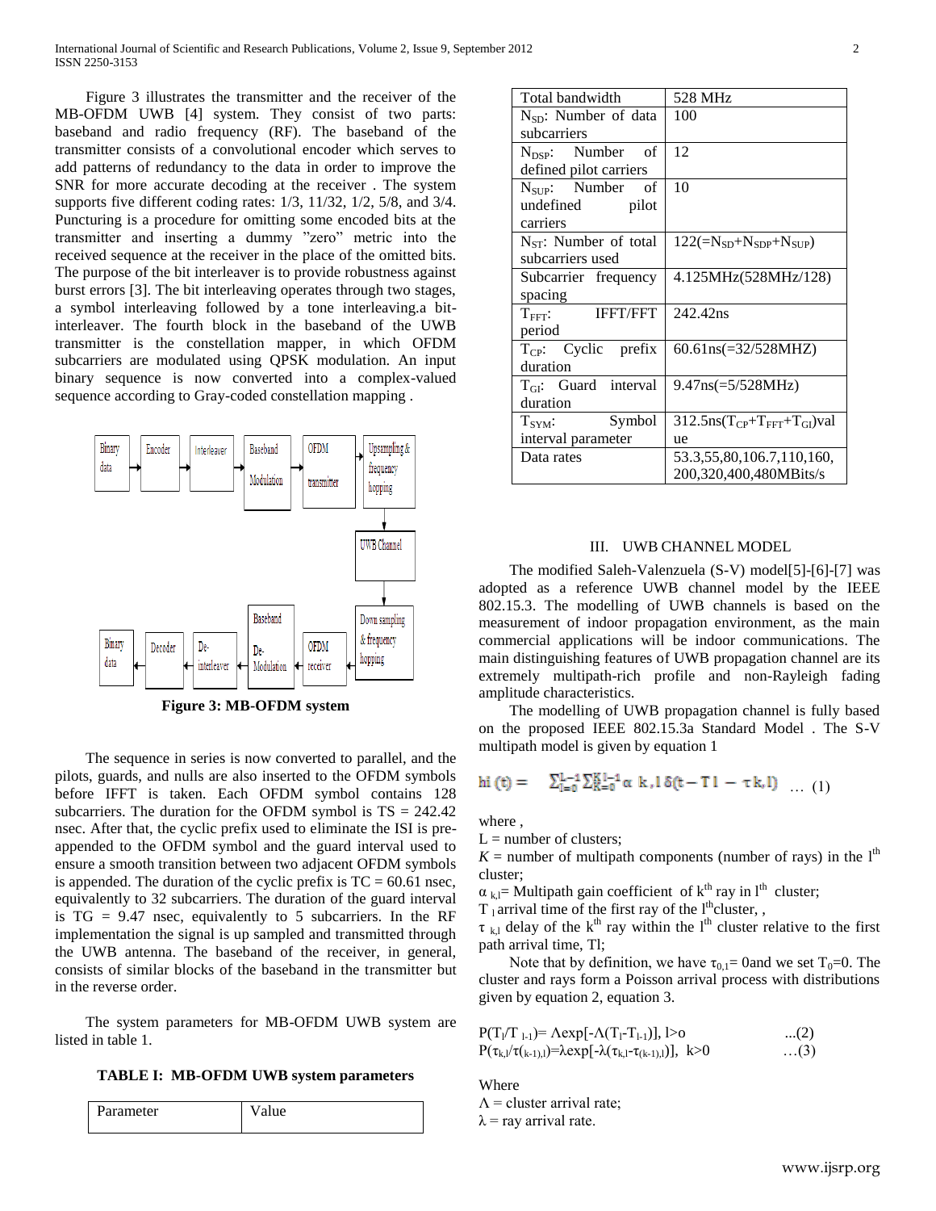Figure 3 illustrates the transmitter and the receiver of the MB-OFDM UWB [4] system. They consist of two parts: baseband and radio frequency (RF). The baseband of the transmitter consists of a convolutional encoder which serves to add patterns of redundancy to the data in order to improve the SNR for more accurate decoding at the receiver . The system supports five different coding rates: 1/3, 11/32, 1/2, 5/8, and 3/4. Puncturing is a procedure for omitting some encoded bits at the transmitter and inserting a dummy "zero" metric into the received sequence at the receiver in the place of the omitted bits. The purpose of the bit interleaver is to provide robustness against burst errors [3]. The bit interleaving operates through two stages, a symbol interleaving followed by a tone interleaving.a bit-interleaver. The fourth block in the baseband of the UWB transmitter is the constellation mapper, in which OFDM subcarriers are modulated using QPSK modulation. An input binary sequence is now converted into a complex-valued sequence according to Gray-coded constellation mapping .

**Figure 3: MB-OFDM system**

The sequence in series is now converted to parallel, and the pilots, guards, and nulls are also inserted to the OFDM symbols before IFFT is taken. Each OFDM symbol contains 128 subcarriers. The duration for the OFDM symbol is TS = 242.42 nsec. After that, the cyclic prefix used to eliminate the ISI is pre-appended to the OFDM symbol and the guard interval used to ensure a smooth transition between two adjacent OFDM symbols is appended. The duration of the cyclic prefix is TC = 60.61 nsec, equivalently to 32 subcarriers. The duration of the guard interval is TG = 9.47 nsec, equivalently to 5 subcarriers. In the RF implementation the signal is up sampled and transmitted through the UWB antenna. The baseband of the receiver, in general, consists of similar blocks of the baseband in the transmitter but in the reverse order.

The system parameters for MB-OFDM UWB system are listed in table 1.

**TABLE I: MB-OFDM UWB system parameters**

| Parameter | Value |
|---|---|
| Total bandwidth | 528 MHz |
| $N_{SD}$: Number of data subcarriers | 100 |
| $N_{DSP}$: Number of defined pilot carriers | 12 |
| $N_{SUP}$: Number of undefined pilot carriers | 10 |
| $N_{ST}$: Number of total subcarriers used | $122(=N_{SD}+N_{SDP}+N_{SUP})$ |
| Subcarrier frequency spacing | 4.125MHz(528MHz/128) |
| $T_{FFT}$: IFFT/FFT period | 242.42ns |
| $T_{CP}$: Cyclic prefix duration | 60.61ns(=32/528MHZ) |
| $T_{GI}$: Guard interval duration | 9.47ns(=5/528MHz) |
| $T_{SYM}$: Symbol interval parameter | 312.5ns($T_{CP}+T_{FFT}+T_{GI}$)value |
| Data rates | 53.3,55,80,106.7,110,160, 200,320,400,480MBits/s |

## III. UWB CHANNEL MODEL

The modified Saleh-Valenzuela (S-V) model[5]-[6]-[7] was adopted as a reference UWB channel model by the IEEE 802.15.3. The modelling of UWB channels is based on the measurement of indoor propagation environment, as the main commercial applications will be indoor communications. The main distinguishing features of UWB propagation channel are its extremely multipath-rich profile and non-Rayleigh fading amplitude characteristics.

The modelling of UWB propagation channel is fully based on the proposed IEEE 802.15.3a Standard Model . The S-V multipath model is given by equation 1

$$h_i(t) = \sum_{l=0}^{L-1}\sum_{K=0}^{K-1} \alpha_{k,l}\,\delta(t - T_l - \tau_{k,l}) \quad \ldots (1)$$

where ,

L = number of clusters;

$K$ = number of multipath components (number of rays) in the $l^{th}$ cluster;

$\alpha_{k,l}$= Multipath gain coefficient of $k^{th}$ ray in $l^{th}$ cluster;

$T_l$ arrival time of the first ray of the $l^{th}$cluster, ,

$\tau_{k,l}$ delay of the $k^{th}$ ray within the $l^{th}$ cluster relative to the first path arrival time, Tl;

Note that by definition, we have $\tau_{0,1}= 0$and we set $T_0=0$. The cluster and rays form a Poisson arrival process with distributions given by equation 2, equation 3.

$$P(T_l/T_{l-1})= \Lambda\exp[-\Lambda(T_l-T_{l-1})],\ l>o \quad \ldots(2)$$

$$P(\tau_{k,l}/\tau_{(k-1),l})=\lambda\exp[-\lambda(\tau_{k,l}-\tau_{(k-1),l})],\ k>0 \quad \ldots(3)$$

Where

$\Lambda$ = cluster arrival rate;

$\lambda$ = ray arrival rate.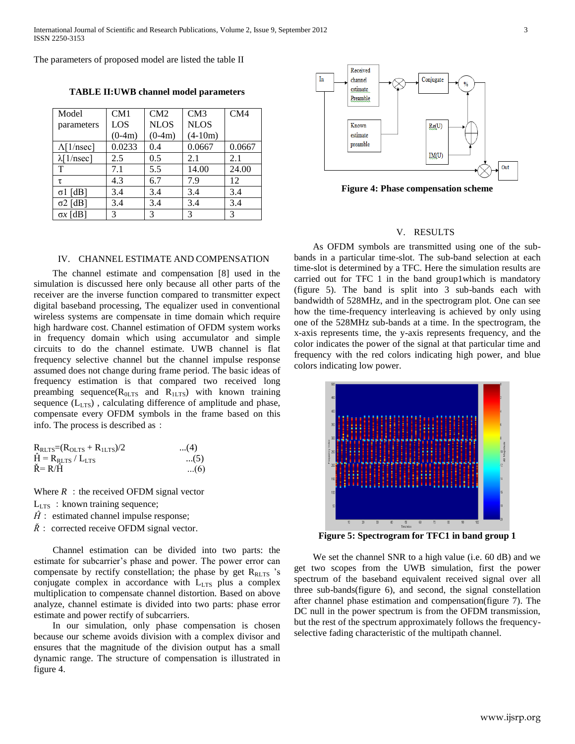The parameters of proposed model are listed the table II

**TABLE II:UWB channel model parameters**

| Model parameters | CM1 LOS (0-4m) | CM2 NLOS (0-4m) | CM3 NLOS (4-10m) | CM4 |
|---|---|---|---|---|
| Λ[1/nsec] | 0.0233 | 0.4 | 0.0667 | 0.0667 |
| λ[1/nsec] | 2.5 | 0.5 | 2.1 | 2.1 |
| T | 7.1 | 5.5 | 14.00 | 24.00 |
| τ | 4.3 | 6.7 | 7.9 | 12 |
| σ1 [dB] | 3.4 | 3.4 | 3.4 | 3.4 |
| σ2 [dB] | 3.4 | 3.4 | 3.4 | 3.4 |
| σ*x* [dB] | 3 | 3 | 3 | 3 |

## IV. CHANNEL ESTIMATE AND COMPENSATION

The channel estimate and compensation [8] used in the simulation is discussed here only because all other parts of the receiver are the inverse function compared to transmitter expect digital baseband processing, The equalizer used in conventional wireless systems are compensate in time domain which require high hardware cost. Channel estimation of OFDM system works in frequency domain which using accumulator and simple circuits to do the channel estimate. UWB channel is flat frequency selective channel but the channel impulse response assumed does not change during frame period. The basic ideas of frequency estimation is that compared two received long preambing sequence($R_{0LTS}$ and $R_{1LTS}$) with known training sequence ($L_{LTS}$) , calculating difference of amplitude and phase, compensate every OFDM symbols in the frame based on this info. The process is described as：

$$R_{RLTS}=(R_{OLTS} + R_{1LTS})/2 \quad ...(4)$$

$$\hat{H} = R_{RLTS} / L_{LTS} \quad ...(5)$$

$$\check{R}= R/\hat{H} \quad ...(6)$$

Where $R$ : the received OFDM signal vector

$L_{LTS}$ : known training sequence;

$\hat{H}$ : estimated channel impulse response;

$\check{R}$ : corrected receive OFDM signal vector.

Channel estimation can be divided into two parts: the estimate for subcarrier's phase and power. The power error can compensate by rectify constellation; the phase by get $R_{RLTS}$ 's conjugate complex in accordance with $L_{LTS}$ plus a complex multiplication to compensate channel distortion. Based on above analyze, channel estimate is divided into two parts: phase error estimate and power rectify of subcarriers.

In our simulation, only phase compensation is chosen because our scheme avoids division with a complex divisor and ensures that the magnitude of the division output has a small dynamic range. The structure of compensation is illustrated in figure 4.

**Figure 4: Phase compensation scheme**

## V. RESULTS

As OFDM symbols are transmitted using one of the sub-bands in a particular time-slot. The sub-band selection at each time-slot is determined by a TFC. Here the simulation results are carried out for TFC 1 in the band group1which is mandatory (figure 5). The band is split into 3 sub-bands each with bandwidth of 528MHz, and in the spectrogram plot. One can see how the time-frequency interleaving is achieved by only using one of the 528MHz sub-bands at a time. In the spectrogram, the x-axis represents time, the y-axis represents frequency, and the color indicates the power of the signal at that particular time and frequency with the red colors indicating high power, and blue colors indicating low power.

**Figure 5: Spectrogram for TFC1 in band group 1**

We set the channel SNR to a high value (i.e. 60 dB) and we get two scopes from the UWB simulation, first the power spectrum of the baseband equivalent received signal over all three sub-bands(figure 6), and second, the signal constellation after channel phase estimation and compensation(figure 7). The DC null in the power spectrum is from the OFDM transmission, but the rest of the spectrum approximately follows the frequency-selective fading characteristic of the multipath channel.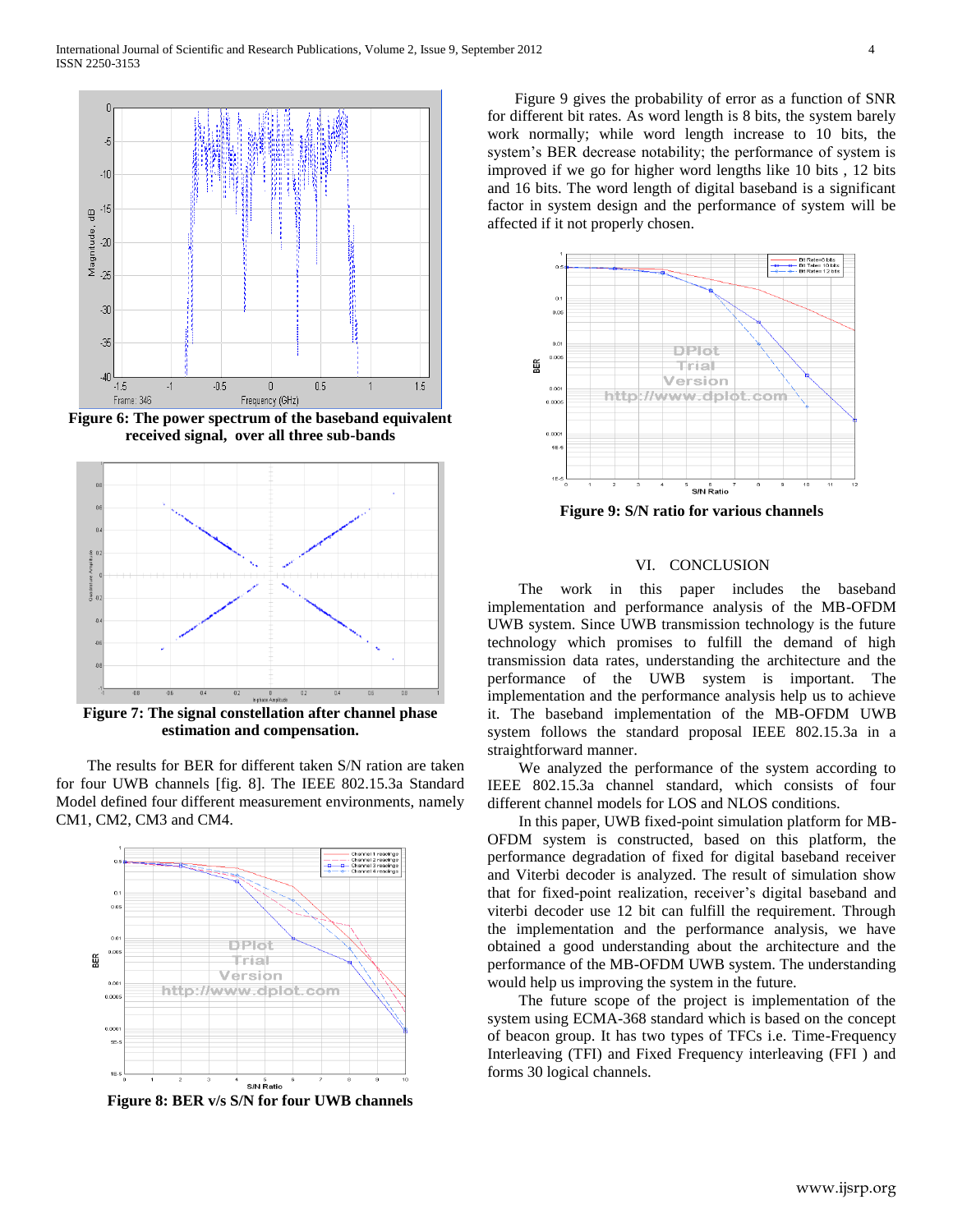**Figure 6: The power spectrum of the baseband equivalent received signal, over all three sub-bands**

**Figure 7: The signal constellation after channel phase estimation and compensation.**

The results for BER for different taken S/N ration are taken for four UWB channels [fig. 8]. The IEEE 802.15.3a Standard Model defined four different measurement environments, namely CM1, CM2, CM3 and CM4.

**Figure 8: BER v/s S/N for four UWB channels**

Figure 9 gives the probability of error as a function of SNR for different bit rates. As word length is 8 bits, the system barely work normally; while word length increase to 10 bits, the system's BER decrease notability; the performance of system is improved if we go for higher word lengths like 10 bits , 12 bits and 16 bits. The word length of digital baseband is a significant factor in system design and the performance of system will be affected if it not properly chosen.

**Figure 9: S/N ratio for various channels**

## VI. CONCLUSION

The work in this paper includes the baseband implementation and performance analysis of the MB-OFDM UWB system. Since UWB transmission technology is the future technology which promises to fulfill the demand of high transmission data rates, understanding the architecture and the performance of the UWB system is important. The implementation and the performance analysis help us to achieve it. The baseband implementation of the MB-OFDM UWB system follows the standard proposal IEEE 802.15.3a in a straightforward manner.

We analyzed the performance of the system according to IEEE 802.15.3a channel standard, which consists of four different channel models for LOS and NLOS conditions.

In this paper, UWB fixed-point simulation platform for MB-OFDM system is constructed, based on this platform, the performance degradation of fixed for digital baseband receiver and Viterbi decoder is analyzed. The result of simulation show that for fixed-point realization, receiver's digital baseband and viterbi decoder use 12 bit can fulfill the requirement. Through the implementation and the performance analysis, we have obtained a good understanding about the architecture and the performance of the MB-OFDM UWB system. The understanding would help us improving the system in the future.

The future scope of the project is implementation of the system using ECMA-368 standard which is based on the concept of beacon group. It has two types of TFCs i.e. Time-Frequency Interleaving (TFI) and Fixed Frequency interleaving (FFI ) and forms 30 logical channels.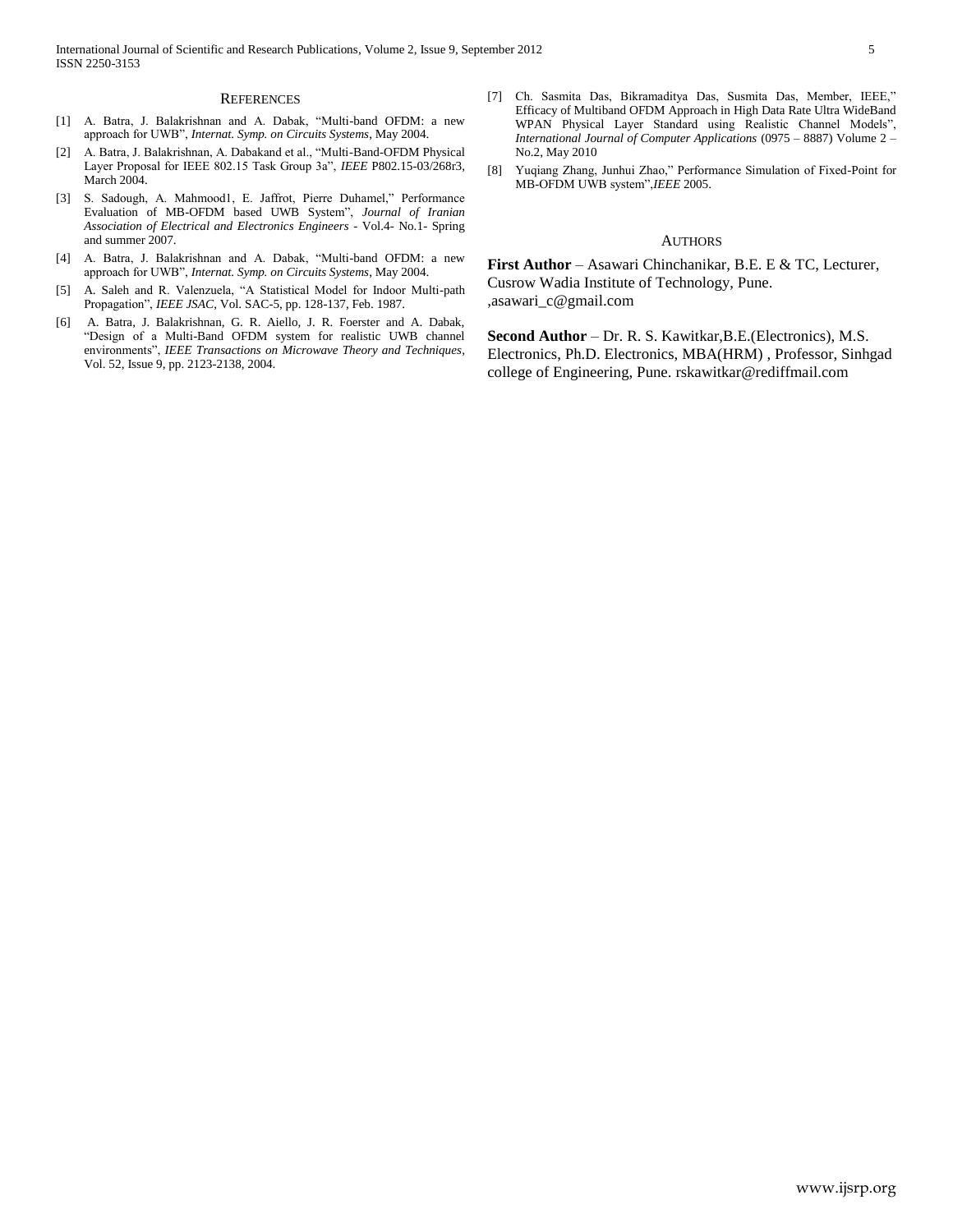## References

[1] A. Batra, J. Balakrishnan and A. Dabak, "Multi-band OFDM: a new approach for UWB", *Internat. Symp. on Circuits Systems*, May 2004.

[2] A. Batra, J. Balakrishnan, A. Dabakand et al., "Multi-Band-OFDM Physical Layer Proposal for IEEE 802.15 Task Group 3a", *IEEE* P802.15-03/268r3, March 2004.

[3] S. Sadough, A. Mahmood1, E. Jaffrot, Pierre Duhamel," Performance Evaluation of MB-OFDM based UWB System", *Journal of Iranian Association of Electrical and Electronics Engineers* - Vol.4- No.1- Spring and summer 2007.

[4] A. Batra, J. Balakrishnan and A. Dabak, "Multi-band OFDM: a new approach for UWB", *Internat. Symp. on Circuits Systems*, May 2004.

[5] A. Saleh and R. Valenzuela, "A Statistical Model for Indoor Multi-path Propagation", *IEEE JSAC*, Vol. SAC-5, pp. 128-137, Feb. 1987.

[6] A. Batra, J. Balakrishnan, G. R. Aiello, J. R. Foerster and A. Dabak, "Design of a Multi-Band OFDM system for realistic UWB channel environments", *IEEE Transactions on Microwave Theory and Techniques*, Vol. 52, Issue 9, pp. 2123-2138, 2004.

[7] Ch. Sasmita Das, Bikramaditya Das, Susmita Das, Member, IEEE," Efficacy of Multiband OFDM Approach in High Data Rate Ultra WideBand WPAN Physical Layer Standard using Realistic Channel Models", *International Journal of Computer Applications* (0975 – 8887) Volume 2 – No.2, May 2010

[8] Yuqiang Zhang, Junhui Zhao," Performance Simulation of Fixed-Point for MB-OFDM UWB system",*IEEE* 2005.

## Authors

**First Author** – Asawari Chinchanikar, B.E. E & TC, Lecturer, Cusrow Wadia Institute of Technology, Pune. ,asawari_c@gmail.com

**Second Author** – Dr. R. S. Kawitkar,B.E.(Electronics), M.S. Electronics, Ph.D. Electronics, MBA(HRM) , Professor, Sinhgad college of Engineering, Pune. rskawitkar@rediffmail.com